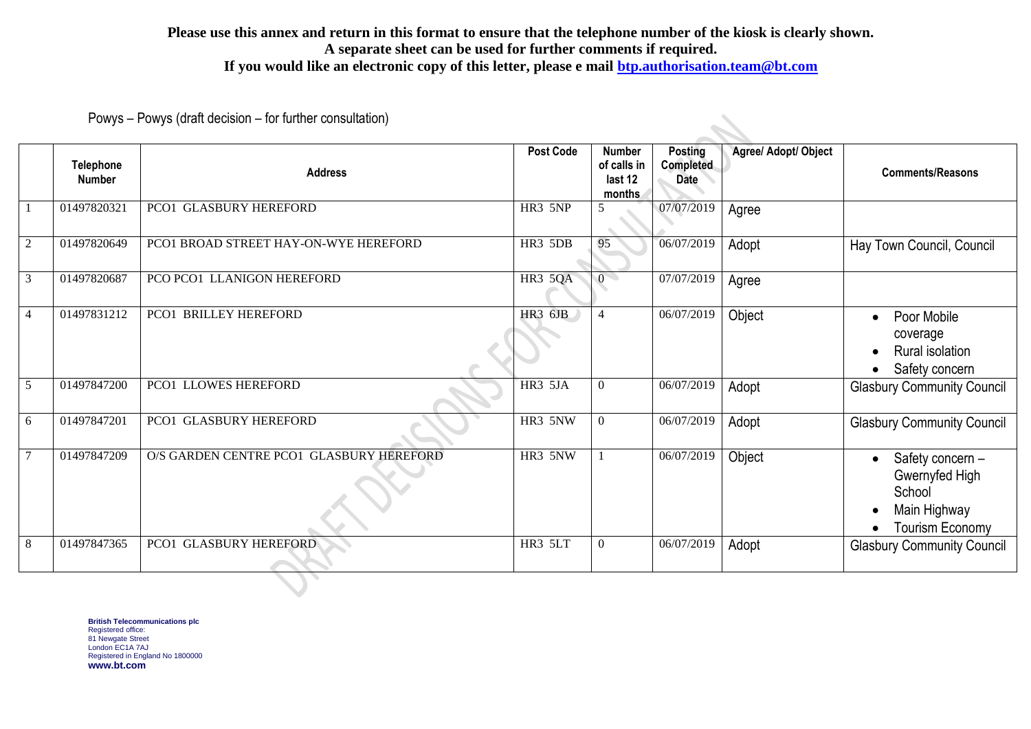**Please use this annex and return in this format to ensure that the telephone number of the kiosk is clearly shown.**
**A separate sheet can be used for further comments if required.**
**If you would like an electronic copy of this letter, please e mail btp.authorisation.team@bt.com**

Powys – Powys (draft decision – for further consultation)

| | Telephone Number | Address | Post Code | Number of calls in last 12 months | Posting Completed Date | Agree/ Adopt/ Object | Comments/Reasons |
|---|---|---|---|---|---|---|---|
| 1 | 01497820321 | PCO1 GLASBURY HEREFORD | HR3 5NP | 5 | 07/07/2019 | Agree | |
| 2 | 01497820649 | PCO1 BROAD STREET HAY-ON-WYE HEREFORD | HR3 5DB | 95 | 06/07/2019 | Adopt | Hay Town Council, Council |
| 3 | 01497820687 | PCO PCO1 LLANIGON HEREFORD | HR3 5QA | 0 | 07/07/2019 | Agree | |
| 4 | 01497831212 | PCO1 BRILLEY HEREFORD | HR3 6JB | 4 | 06/07/2019 | Object | • Poor Mobile coverage<br>• Rural isolation<br>• Safety concern |
| 5 | 01497847200 | PCO1 LLOWES HEREFORD | HR3 5JA | 0 | 06/07/2019 | Adopt | Glasbury Community Council |
| 6 | 01497847201 | PCO1 GLASBURY HEREFORD | HR3 5NW | 0 | 06/07/2019 | Adopt | Glasbury Community Council |
| 7 | 01497847209 | O/S GARDEN CENTRE PCO1 GLASBURY HEREFORD | HR3 5NW | 1 | 06/07/2019 | Object | • Safety concern – Gwernyfed High School<br>• Main Highway<br>• Tourism Economy |
| 8 | 01497847365 | PCO1 GLASBURY HEREFORD | HR3 5LT | 0 | 06/07/2019 | Adopt | Glasbury Community Council |

DRAFT DECISIONS FOR CONSULTATION

**British Telecommunications plc**
Registered office:
81 Newgate Street
London EC1A 7AJ
Registered in England No 1800000
**www.bt.com**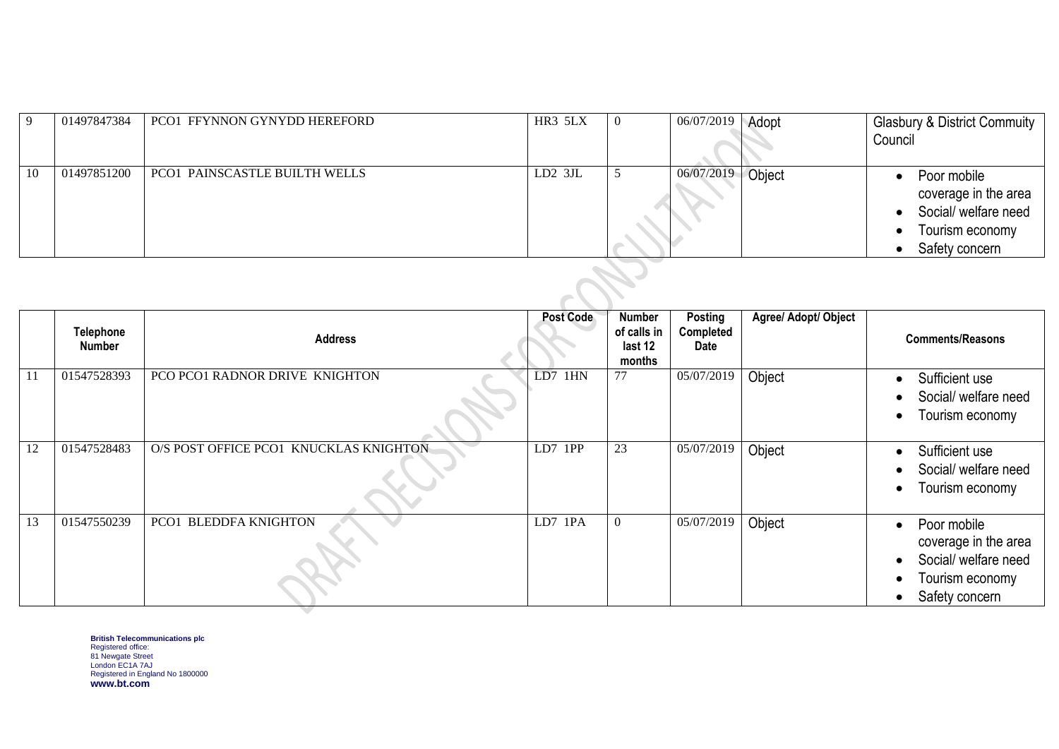| | | | | | | | |
|---|---|---|---|---|---|---|---|
| 9 | 01497847384 | PCO1 FFYNNON GYNYDD HEREFORD | HR3 5LX | 0 | 06/07/2019 | Adopt | Glasbury & District Commuity Council |
| 10 | 01497851200 | PCO1 PAINSCASTLE BUILTH WELLS | LD2 3JL | 5 | 06/07/2019 | Object | • Poor mobile coverage in the area<br>• Social/ welfare need<br>• Tourism economy<br>• Safety concern |

| | Telephone Number | Address | Post Code | Number of calls in last 12 months | Posting Completed Date | Agree/ Adopt/ Object | Comments/Reasons |
|---|---|---|---|---|---|---|---|
| 11 | 01547528393 | PCO PCO1 RADNOR DRIVE KNIGHTON | LD7 1HN | 77 | 05/07/2019 | Object | • Sufficient use<br>• Social/ welfare need<br>• Tourism economy |
| 12 | 01547528483 | O/S POST OFFICE PCO1 KNUCKLAS KNIGHTON | LD7 1PP | 23 | 05/07/2019 | Object | • Sufficient use<br>• Social/ welfare need<br>• Tourism economy |
| 13 | 01547550239 | PCO1 BLEDDFA KNIGHTON | LD7 1PA | 0 | 05/07/2019 | Object | • Poor mobile coverage in the area<br>• Social/ welfare need<br>• Tourism economy<br>• Safety concern |

**British Telecommunications plc**
Registered office:
81 Newgate Street
London EC1A 7AJ
Registered in England No 1800000
**www.bt.com**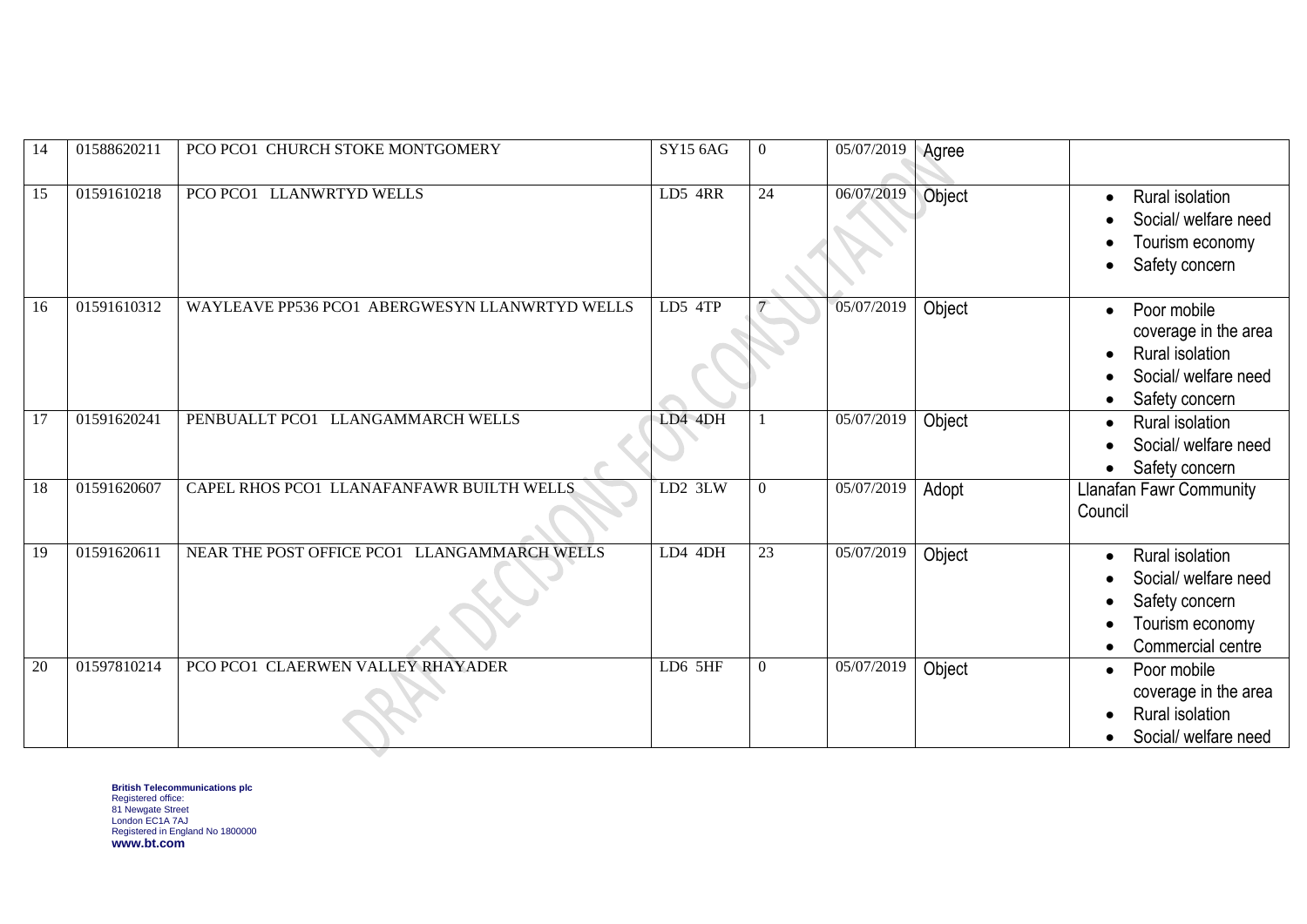| 14 | 01588620211 | PCO PCO1 CHURCH STOKE MONTGOMERY | SY15 6AG | 0 | 05/07/2019 | Agree | |
|---|---|---|---|---|---|---|---|
| 15 | 01591610218 | PCO PCO1 LLANWRTYD WELLS | LD5 4RR | 24 | 06/07/2019 | Object | • Rural isolation<br>• Social/ welfare need<br>• Tourism economy<br>• Safety concern |
| 16 | 01591610312 | WAYLEAVE PP536 PCO1 ABERGWESYN LLANWRTYD WELLS | LD5 4TP | 7 | 05/07/2019 | Object | • Poor mobile coverage in the area<br>• Rural isolation<br>• Social/ welfare need<br>• Safety concern |
| 17 | 01591620241 | PENBUALLT PCO1 LLANGAMMARCH WELLS | LD4 4DH | 1 | 05/07/2019 | Object | • Rural isolation<br>• Social/ welfare need<br>• Safety concern |
| 18 | 01591620607 | CAPEL RHOS PCO1 LLANAFANFAWR BUILTH WELLS | LD2 3LW | 0 | 05/07/2019 | Adopt | Llanafan Fawr Community Council |
| 19 | 01591620611 | NEAR THE POST OFFICE PCO1 LLANGAMMARCH WELLS | LD4 4DH | 23 | 05/07/2019 | Object | • Rural isolation<br>• Social/ welfare need<br>• Safety concern<br>• Tourism economy<br>• Commercial centre |
| 20 | 01597810214 | PCO PCO1 CLAERWEN VALLEY RHAYADER | LD6 5HF | 0 | 05/07/2019 | Object | • Poor mobile coverage in the area<br>• Rural isolation<br>• Social/ welfare need |

DRAFT DECISIONS FOR CONSULTATION

**British Telecommunications plc**
Registered office:
81 Newgate Street
London EC1A 7AJ
Registered in England No 1800000
**www.bt.com**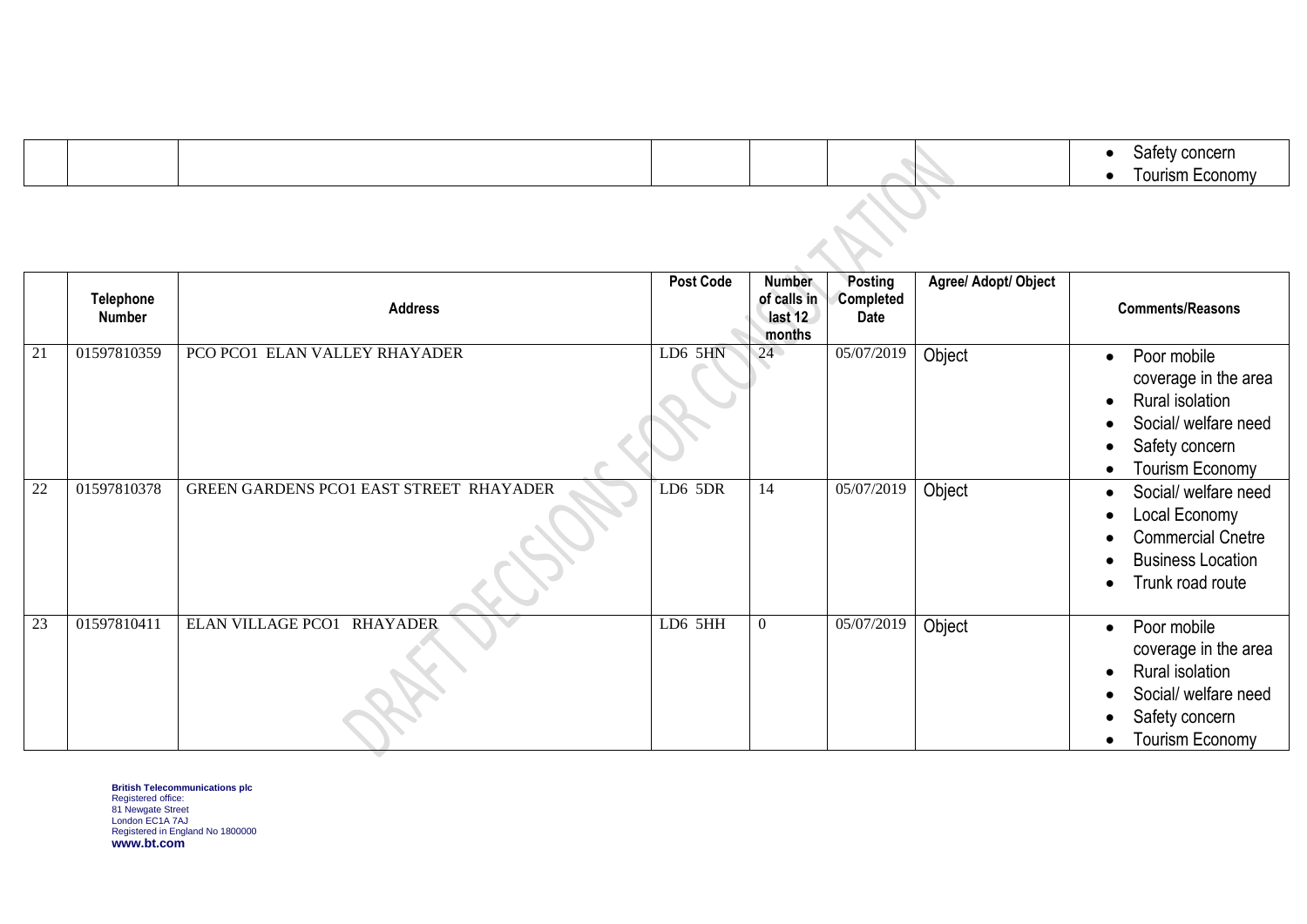| | | | | | | | |
|---|---|---|---|---|---|---|---|
| | | | | | | | • Safety concern<br>• Tourism Economy |

| | Telephone Number | Address | Post Code | Number of calls in last 12 months | Posting Completed Date | Agree/ Adopt/ Object | Comments/Reasons |
|---|---|---|---|---|---|---|---|
| 21 | 01597810359 | PCO PCO1 ELAN VALLEY RHAYADER | LD6 5HN | 24 | 05/07/2019 | Object | • Poor mobile coverage in the area<br>• Rural isolation<br>• Social/ welfare need<br>• Safety concern<br>• Tourism Economy |
| 22 | 01597810378 | GREEN GARDENS PCO1 EAST STREET RHAYADER | LD6 5DR | 14 | 05/07/2019 | Object | • Social/ welfare need<br>• Local Economy<br>• Commercial Cnetre<br>• Business Location<br>• Trunk road route |
| 23 | 01597810411 | ELAN VILLAGE PCO1 RHAYADER | LD6 5HH | 0 | 05/07/2019 | Object | • Poor mobile coverage in the area<br>• Rural isolation<br>• Social/ welfare need<br>• Safety concern<br>• Tourism Economy |

DRAFT DECISIONS FOR CONSULTATION

**British Telecommunications plc**
Registered office:
81 Newgate Street
London EC1A 7AJ
Registered in England No 1800000
**www.bt.com**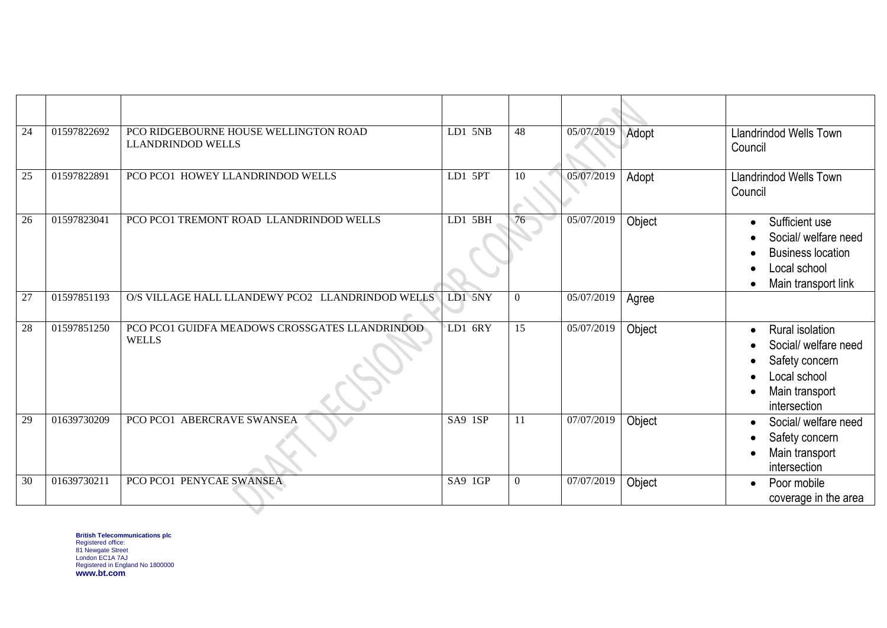| | | | | | | | |
|---|---|---|---|---|---|---|---|
| 24 | 01597822692 | PCO RIDGEBOURNE HOUSE WELLINGTON ROAD LLANDRINDOD WELLS | LD1 5NB | 48 | 05/07/2019 | Adopt | Llandrindod Wells Town Council |
| 25 | 01597822891 | PCO PCO1 HOWEY LLANDRINDOD WELLS | LD1 5PT | 10 | 05/07/2019 | Adopt | Llandrindod Wells Town Council |
| 26 | 01597823041 | PCO PCO1 TREMONT ROAD LLANDRINDOD WELLS | LD1 5BH | 76 | 05/07/2019 | Object | • Sufficient use<br>• Social/ welfare need<br>• Business location<br>• Local school<br>• Main transport link |
| 27 | 01597851193 | O/S VILLAGE HALL LLANDEWY PCO2 LLANDRINDOD WELLS | LD1 5NY | 0 | 05/07/2019 | Agree | |
| 28 | 01597851250 | PCO PCO1 GUIDFA MEADOWS CROSSGATES LLANDRINDOD WELLS | LD1 6RY | 15 | 05/07/2019 | Object | • Rural isolation<br>• Social/ welfare need<br>• Safety concern<br>• Local school<br>• Main transport intersection |
| 29 | 01639730209 | PCO PCO1 ABERCRAVE SWANSEA | SA9 1SP | 11 | 07/07/2019 | Object | • Social/ welfare need<br>• Safety concern<br>• Main transport intersection |
| 30 | 01639730211 | PCO PCO1 PENYCAE SWANSEA | SA9 1GP | 0 | 07/07/2019 | Object | • Poor mobile coverage in the area |

**British Telecommunications plc**
Registered office:
81 Newgate Street
London EC1A 7AJ
Registered in England No 1800000
**www.bt.com**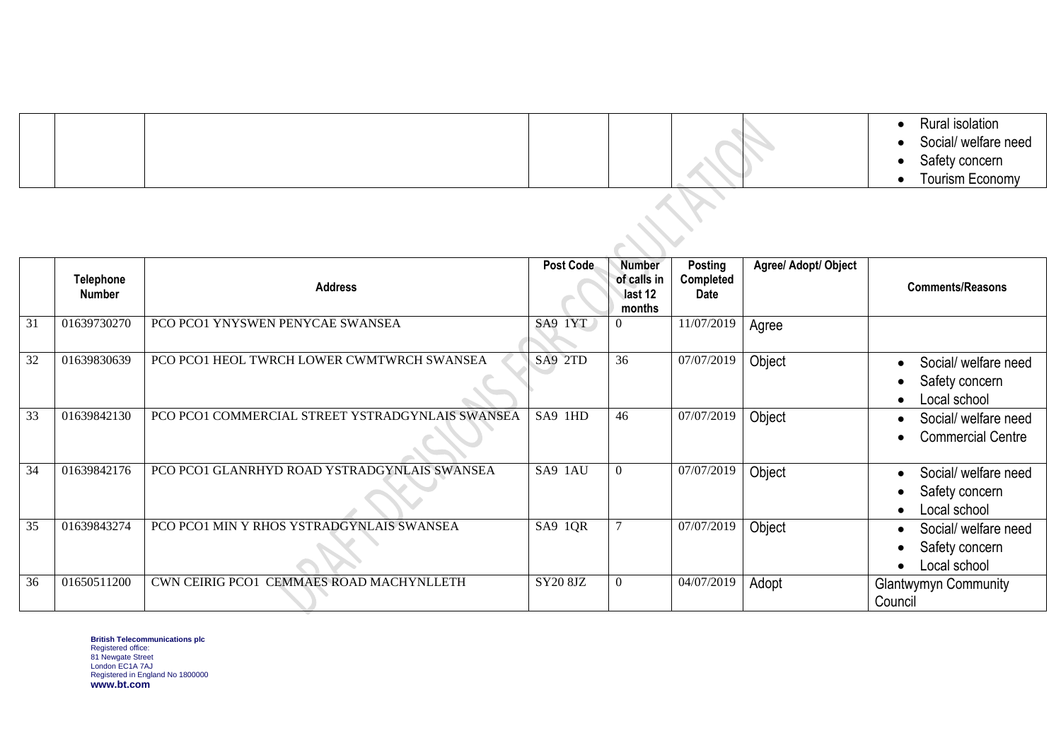| | | | | | | | |
|---|---|---|---|---|---|---|---|
| | | | | | | | • Rural isolation<br>• Social/ welfare need<br>• Safety concern<br>• Tourism Economy |

| | Telephone Number | Address | Post Code | Number of calls in last 12 months | Posting Completed Date | Agree/ Adopt/ Object | Comments/Reasons |
|---|---|---|---|---|---|---|---|
| 31 | 01639730270 | PCO PCO1 YNYSWEN PENYCAE SWANSEA | SA9 1YT | 0 | 11/07/2019 | Agree | |
| 32 | 01639830639 | PCO PCO1 HEOL TWRCH LOWER CWMTWRCH SWANSEA | SA9 2TD | 36 | 07/07/2019 | Object | • Social/ welfare need<br>• Safety concern<br>• Local school |
| 33 | 01639842130 | PCO PCO1 COMMERCIAL STREET YSTRADGYNLAIS SWANSEA | SA9 1HD | 46 | 07/07/2019 | Object | • Social/ welfare need<br>• Commercial Centre |
| 34 | 01639842176 | PCO PCO1 GLANRHYD ROAD YSTRADGYNLAIS SWANSEA | SA9 1AU | 0 | 07/07/2019 | Object | • Social/ welfare need<br>• Safety concern<br>• Local school |
| 35 | 01639843274 | PCO PCO1 MIN Y RHOS YSTRADGYNLAIS SWANSEA | SA9 1QR | 7 | 07/07/2019 | Object | • Social/ welfare need<br>• Safety concern<br>• Local school |
| 36 | 01650511200 | CWN CEIRIG PCO1 CEMMAES ROAD MACHYNLLETH | SY20 8JZ | 0 | 04/07/2019 | Adopt | Glantwymyn Community Council |

**British Telecommunications plc**
Registered office:
81 Newgate Street
London EC1A 7AJ
Registered in England No 1800000
**www.bt.com**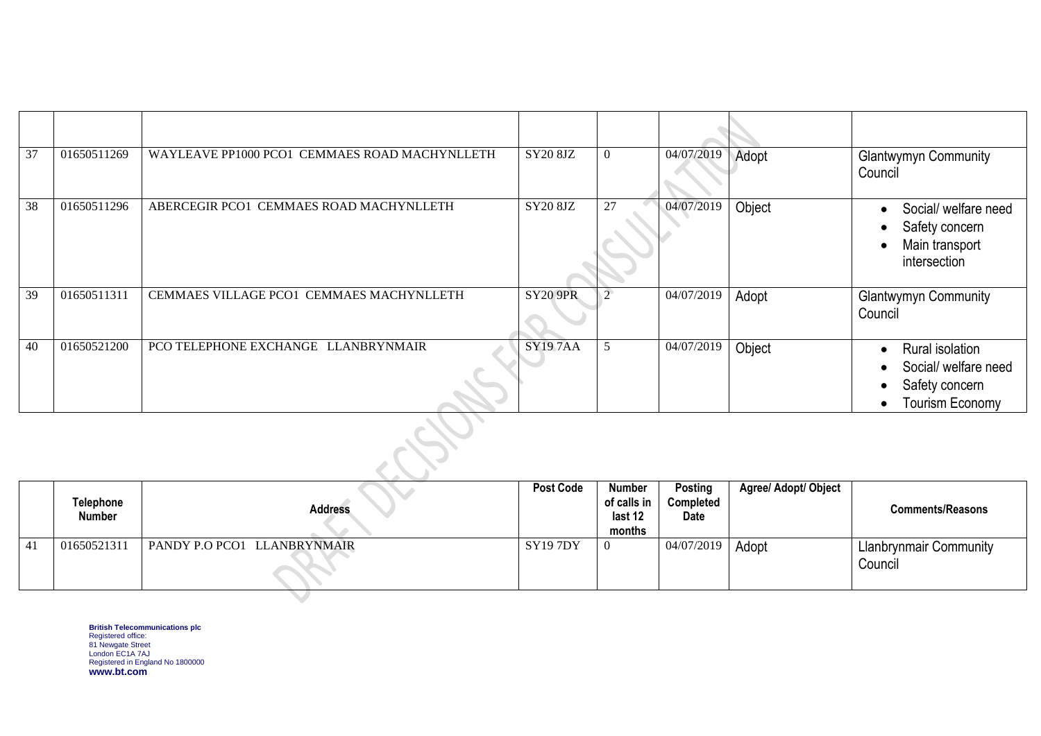| | Telephone Number | Address | Post Code | Number of calls in last 12 months | Posting Completed Date | Agree/ Adopt/ Object | Comments/Reasons |
|---|---|---|---|---|---|---|---|
| 37 | 01650511269 | WAYLEAVE PP1000 PCO1 CEMMAES ROAD MACHYNLLETH | SY20 8JZ | 0 | 04/07/2019 | Adopt | Glantwymyn Community Council |
| 38 | 01650511296 | ABERCEGIR PCO1 CEMMAES ROAD MACHYNLLETH | SY20 8JZ | 27 | 04/07/2019 | Object | • Social/ welfare need<br>• Safety concern<br>• Main transport intersection |
| 39 | 01650511311 | CEMMAES VILLAGE PCO1 CEMMAES MACHYNLLETH | SY20 9PR | 2 | 04/07/2019 | Adopt | Glantwymyn Community Council |
| 40 | 01650521200 | PCO TELEPHONE EXCHANGE LLANBRYNMAIR | SY19 7AA | 5 | 04/07/2019 | Object | • Rural isolation<br>• Social/ welfare need<br>• Safety concern<br>• Tourism Economy |
| 41 | 01650521311 | PANDY P.O PCO1 LLANBRYNMAIR | SY19 7DY | 0 | 04/07/2019 | Adopt | Llanbrynmair Community Council |

DRAFT DECISIONS FOR CONSULTATION

**British Telecommunications plc**
Registered office:
81 Newgate Street
London EC1A 7AJ
Registered in England No 1800000
**www.bt.com**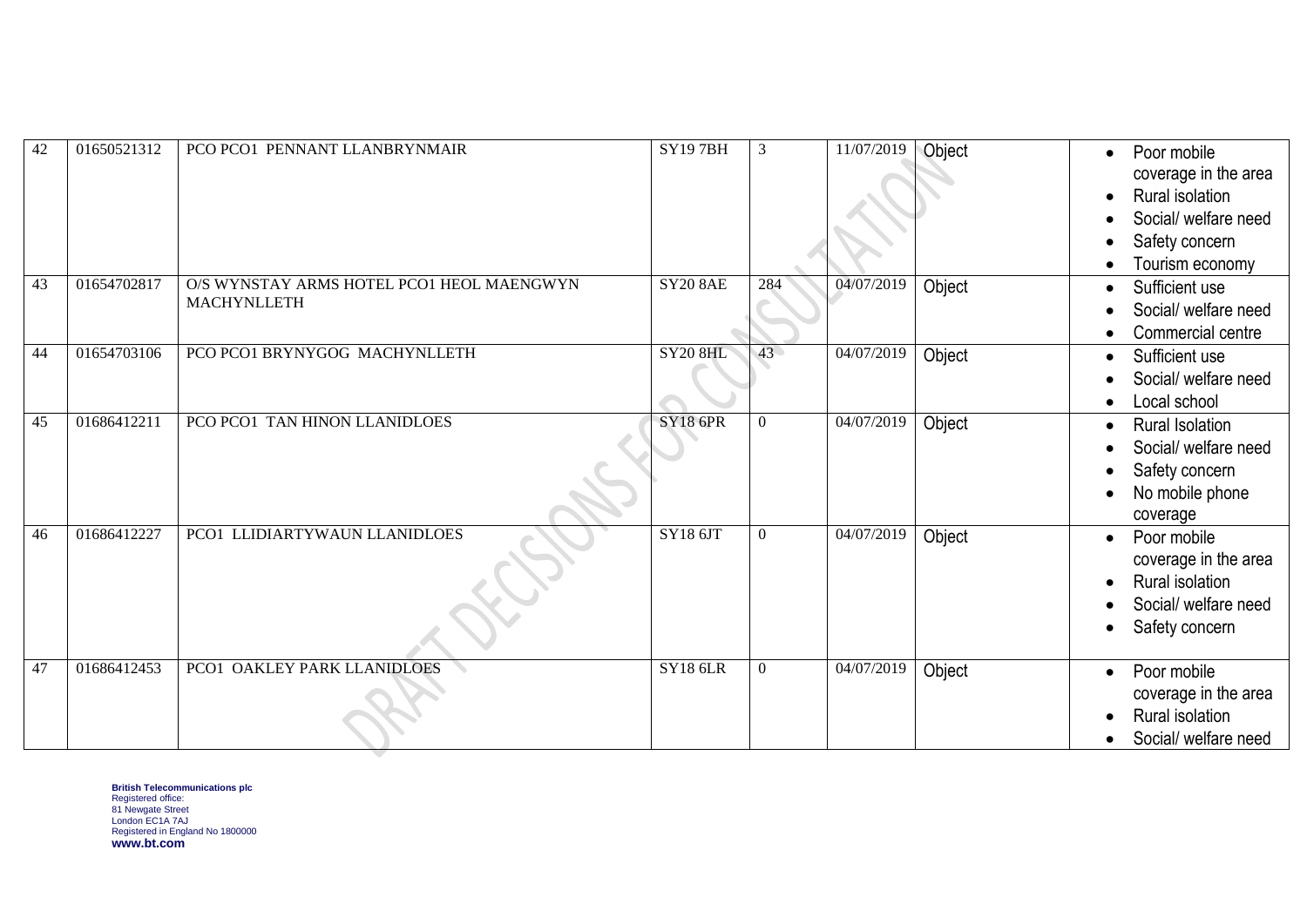| 42 | 01650521312 | PCO PCO1 PENNANT LLANBRYNMAIR | SY19 7BH | 3 | 11/07/2019 | Object | • Poor mobile coverage in the area<br>• Rural isolation<br>• Social/ welfare need<br>• Safety concern<br>• Tourism economy |
|---|---|---|---|---|---|---|---|
| 43 | 01654702817 | O/S WYNSTAY ARMS HOTEL PCO1 HEOL MAENGWYN MACHYNLLETH | SY20 8AE | 284 | 04/07/2019 | Object | • Sufficient use<br>• Social/ welfare need<br>• Commercial centre |
| 44 | 01654703106 | PCO PCO1 BRYNYGOG MACHYNLLETH | SY20 8HL | 43 | 04/07/2019 | Object | • Sufficient use<br>• Social/ welfare need<br>• Local school |
| 45 | 01686412211 | PCO PCO1 TAN HINON LLANIDLOES | SY18 6PR | 0 | 04/07/2019 | Object | • Rural Isolation<br>• Social/ welfare need<br>• Safety concern<br>• No mobile phone coverage |
| 46 | 01686412227 | PCO1 LLIDIARTYWAUN LLANIDLOES | SY18 6JT | 0 | 04/07/2019 | Object | • Poor mobile coverage in the area<br>• Rural isolation<br>• Social/ welfare need<br>• Safety concern |
| 47 | 01686412453 | PCO1 OAKLEY PARK LLANIDLOES | SY18 6LR | 0 | 04/07/2019 | Object | • Poor mobile coverage in the area<br>• Rural isolation<br>• Social/ welfare need |

DRAFT DECISIONS FOR CONSULTATION

**British Telecommunications plc**
Registered office:
81 Newgate Street
London EC1A 7AJ
Registered in England No 1800000
**www.bt.com**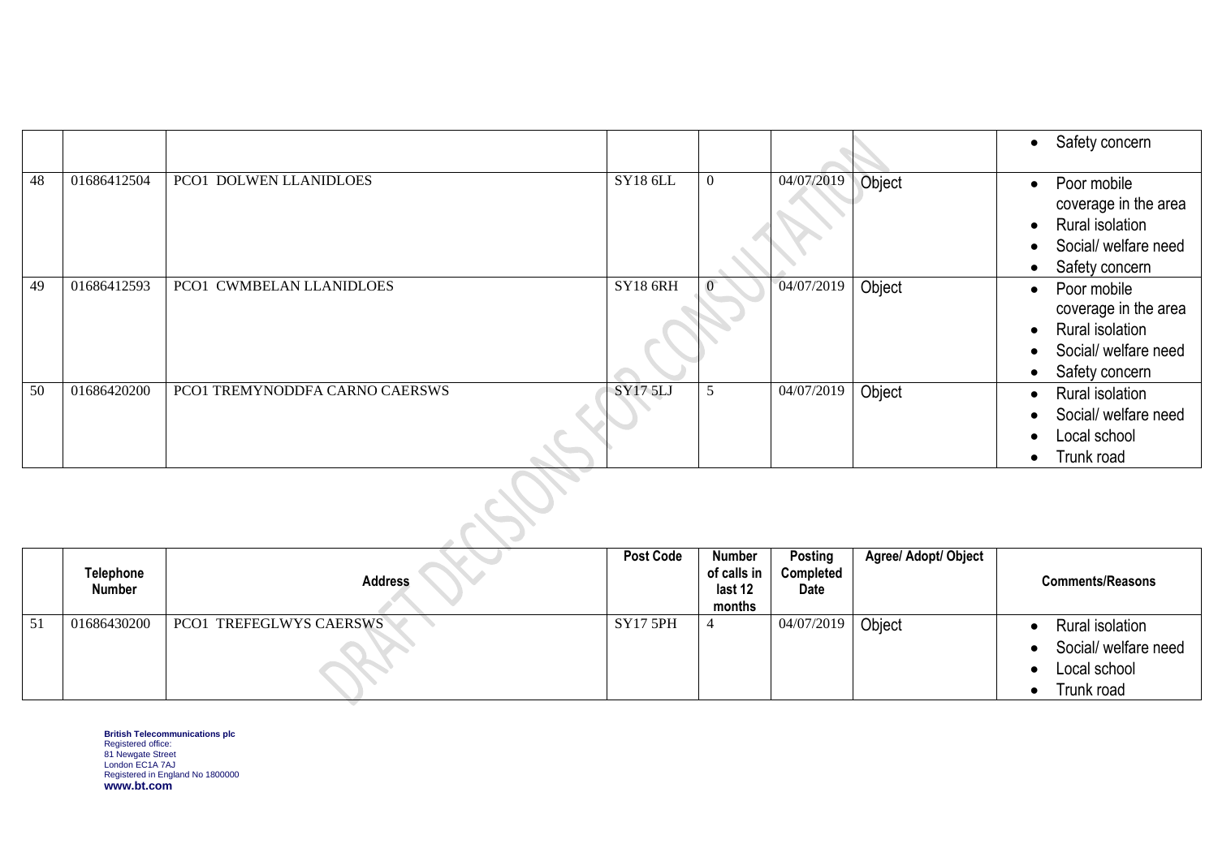| | Telephone Number | Address | Post Code | Number of calls in last 12 months | Posting Completed Date | Agree/ Adopt/ Object | Comments/Reasons |
|---|---|---|---|---|---|---|---|
| | | | | | | | • Safety concern |
| 48 | 01686412504 | PCO1 DOLWEN LLANIDLOES | SY18 6LL | 0 | 04/07/2019 | Object | • Poor mobile coverage in the area<br>• Rural isolation<br>• Social/ welfare need<br>• Safety concern |
| 49 | 01686412593 | PCO1 CWMBELAN LLANIDLOES | SY18 6RH | 0 | 04/07/2019 | Object | • Poor mobile coverage in the area<br>• Rural isolation<br>• Social/ welfare need<br>• Safety concern |
| 50 | 01686420200 | PCO1 TREMYNODDFA CARNO CAERSWS | SY17 5LJ | 5 | 04/07/2019 | Object | • Rural isolation<br>• Social/ welfare need<br>• Local school<br>• Trunk road |
| 51 | 01686430200 | PCO1 TREFEGLWYS CAERSWS | SY17 5PH | 4 | 04/07/2019 | Object | • Rural isolation<br>• Social/ welfare need<br>• Local school<br>• Trunk road |

DRAFT DECISIONS FOR CONSULTATION

**British Telecommunications plc**
Registered office:
81 Newgate Street
London EC1A 7AJ
Registered in England No 1800000
**www.bt.com**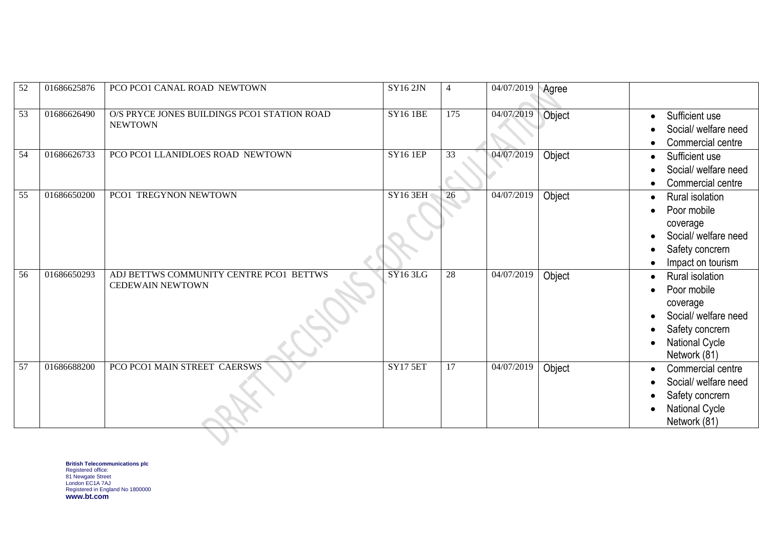| 52 | 01686625876 | PCO PCO1 CANAL ROAD NEWTOWN | SY16 2JN | 4 | 04/07/2019 | Agree | |
|---|---|---|---|---|---|---|---|
| 53 | 01686626490 | O/S PRYCE JONES BUILDINGS PCO1 STATION ROAD NEWTOWN | SY16 1BE | 175 | 04/07/2019 | Object | • Sufficient use<br>• Social/ welfare need<br>• Commercial centre |
| 54 | 01686626733 | PCO PCO1 LLANIDLOES ROAD NEWTOWN | SY16 1EP | 33 | 04/07/2019 | Object | • Sufficient use<br>• Social/ welfare need<br>• Commercial centre |
| 55 | 01686650200 | PCO1 TREGYNON NEWTOWN | SY16 3EH | 26 | 04/07/2019 | Object | • Rural isolation<br>• Poor mobile coverage<br>• Social/ welfare need<br>• Safety concrern<br>• Impact on tourism |
| 56 | 01686650293 | ADJ BETTWS COMMUNITY CENTRE PCO1 BETTWS CEDEWAIN NEWTOWN | SY16 3LG | 28 | 04/07/2019 | Object | • Rural isolation<br>• Poor mobile coverage<br>• Social/ welfare need<br>• Safety concrern<br>• National Cycle Network (81) |
| 57 | 01686688200 | PCO PCO1 MAIN STREET CAERSWS | SY17 5ET | 17 | 04/07/2019 | Object | • Commercial centre<br>• Social/ welfare need<br>• Safety concrern<br>• National Cycle Network (81) |

**British Telecommunications plc**
Registered office:
81 Newgate Street
London EC1A 7AJ
Registered in England No 1800000
**www.bt.com**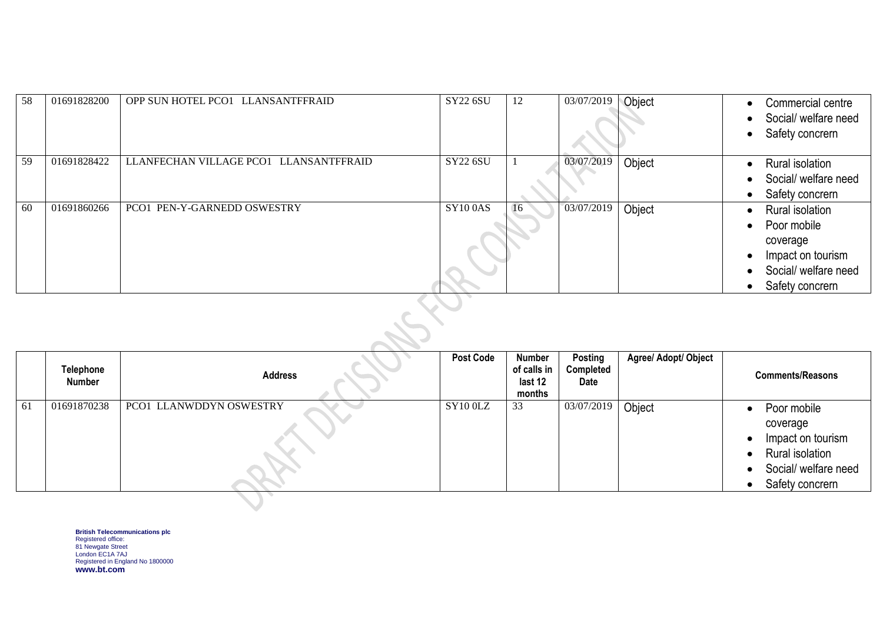| | Telephone Number | Address | Post Code | Number of calls in last 12 months | Posting Completed Date | Agree/ Adopt/ Object | Comments/Reasons |
|---|---|---|---|---|---|---|---|
| 58 | 01691828200 | OPP SUN HOTEL PCO1 LLANSANTFFRAID | SY22 6SU | 12 | 03/07/2019 | Object | • Commercial centre<br>• Social/ welfare need<br>• Safety concrern |
| 59 | 01691828422 | LLANFECHAN VILLAGE PCO1 LLANSANTFFRAID | SY22 6SU | 1 | 03/07/2019 | Object | • Rural isolation<br>• Social/ welfare need<br>• Safety concrern |
| 60 | 01691860266 | PCO1 PEN-Y-GARNEDD OSWESTRY | SY10 0AS | 16 | 03/07/2019 | Object | • Rural isolation<br>• Poor mobile coverage<br>• Impact on tourism<br>• Social/ welfare need<br>• Safety concrern |
| 61 | 01691870238 | PCO1 LLANWDDYN OSWESTRY | SY10 0LZ | 33 | 03/07/2019 | Object | • Poor mobile coverage<br>• Impact on tourism<br>• Rural isolation<br>• Social/ welfare need<br>• Safety concrern |

DRAFT DECISIONS FOR CONSULTATION

**British Telecommunications plc**
Registered office:
81 Newgate Street
London EC1A 7AJ
Registered in England No 1800000
**www.bt.com**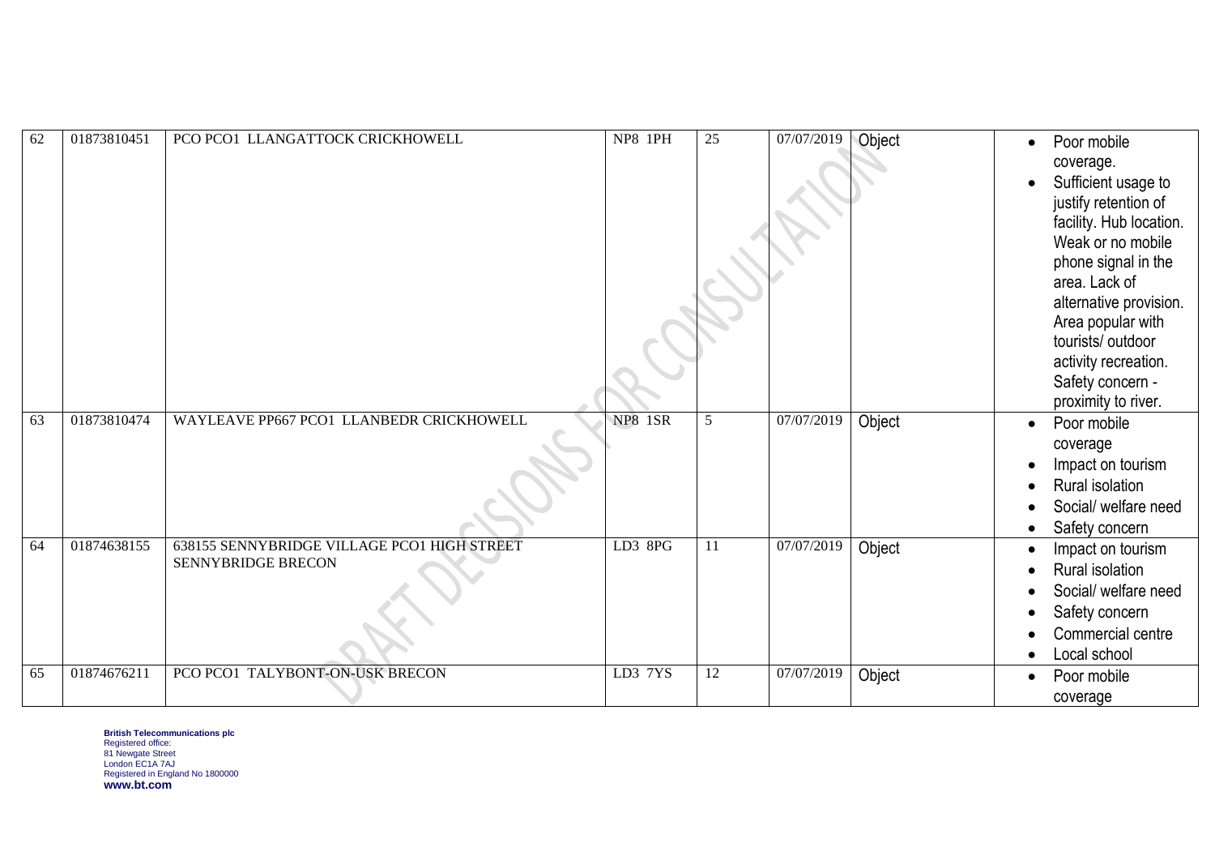| 62 | 01873810451 | PCO PCO1 LLANGATTOCK CRICKHOWELL | NP8 1PH | 25 | 07/07/2019 | Object | • Poor mobile coverage. <br>• Sufficient usage to justify retention of facility. Hub location. Weak or no mobile phone signal in the area. Lack of alternative provision. Area popular with tourists/ outdoor activity recreation. Safety concern - proximity to river. |
|---|---|---|---|---|---|---|---|
| 63 | 01873810474 | WAYLEAVE PP667 PCO1 LLANBEDR CRICKHOWELL | NP8 1SR | 5 | 07/07/2019 | Object | • Poor mobile coverage <br>• Impact on tourism <br>• Rural isolation <br>• Social/ welfare need <br>• Safety concern |
| 64 | 01874638155 | 638155 SENNYBRIDGE VILLAGE PCO1 HIGH STREET SENNYBRIDGE BRECON | LD3 8PG | 11 | 07/07/2019 | Object | • Impact on tourism <br>• Rural isolation <br>• Social/ welfare need <br>• Safety concern <br>• Commercial centre <br>• Local school |
| 65 | 01874676211 | PCO PCO1 TALYBONT-ON-USK BRECON | LD3 7YS | 12 | 07/07/2019 | Object | • Poor mobile coverage |

**British Telecommunications plc**
Registered office:
81 Newgate Street
London EC1A 7AJ
Registered in England No 1800000
**www.bt.com**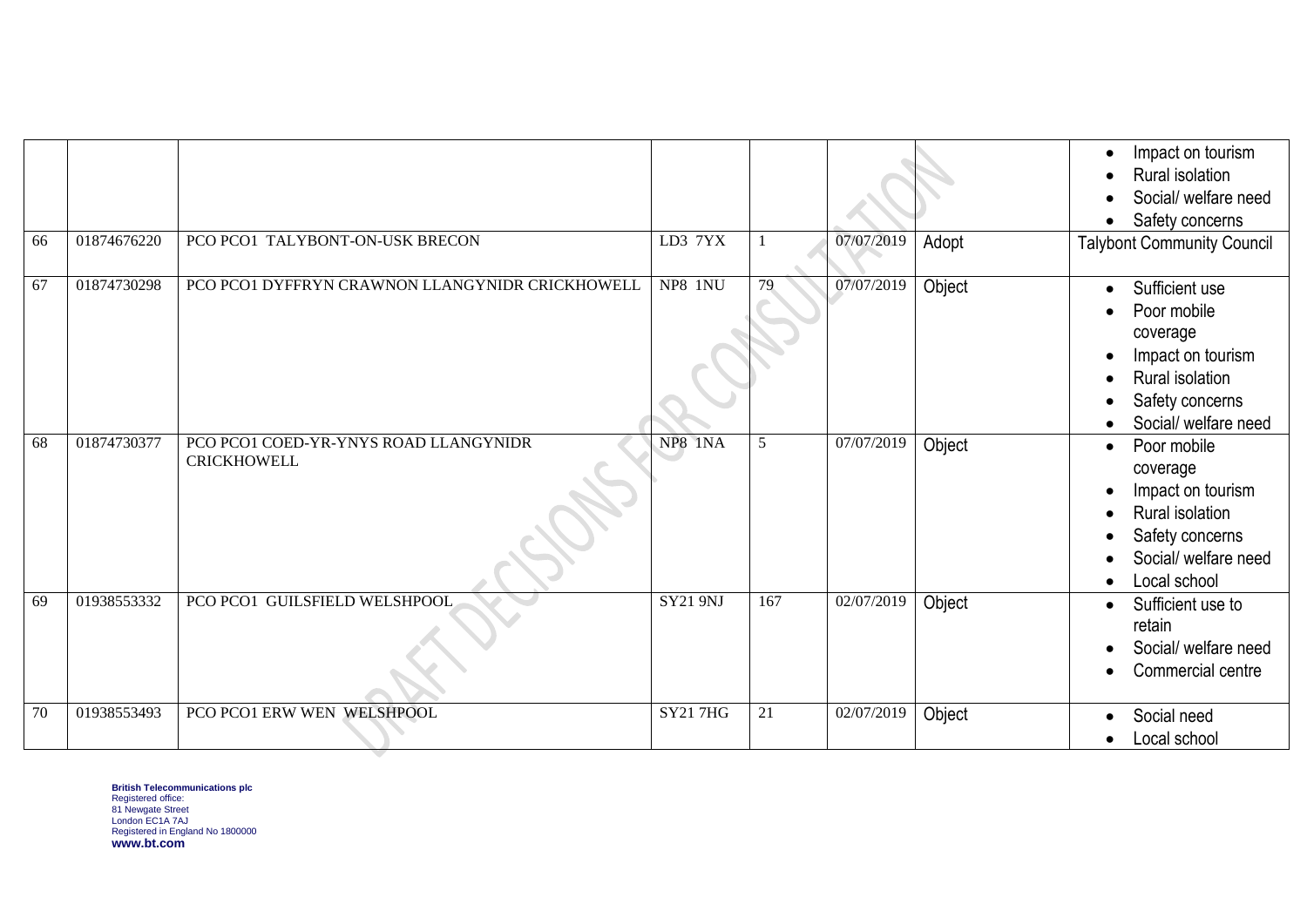| | | | | | | | |
|---|---|---|---|---|---|---|---|
| | | | | | | | • Impact on tourism<br>• Rural isolation<br>• Social/ welfare need<br>• Safety concerns |
| 66 | 01874676220 | PCO PCO1 TALYBONT-ON-USK BRECON | LD3 7YX | 1 | 07/07/2019 | Adopt | Talybont Community Council |
| 67 | 01874730298 | PCO PCO1 DYFFRYN CRAWNON LLANGYNIDR CRICKHOWELL | NP8 1NU | 79 | 07/07/2019 | Object | • Sufficient use<br>• Poor mobile coverage<br>• Impact on tourism<br>• Rural isolation<br>• Safety concerns<br>• Social/ welfare need |
| 68 | 01874730377 | PCO PCO1 COED-YR-YNYS ROAD LLANGYNIDR CRICKHOWELL | NP8 1NA | 5 | 07/07/2019 | Object | • Poor mobile coverage<br>• Impact on tourism<br>• Rural isolation<br>• Safety concerns<br>• Social/ welfare need<br>• Local school |
| 69 | 01938553332 | PCO PCO1 GUILSFIELD WELSHPOOL | SY21 9NJ | 167 | 02/07/2019 | Object | • Sufficient use to retain<br>• Social/ welfare need<br>• Commercial centre |
| 70 | 01938553493 | PCO PCO1 ERW WEN WELSHPOOL | SY21 7HG | 21 | 02/07/2019 | Object | • Social need<br>• Local school |

**British Telecommunications plc**
Registered office:
81 Newgate Street
London EC1A 7AJ
Registered in England No 1800000
**www.bt.com**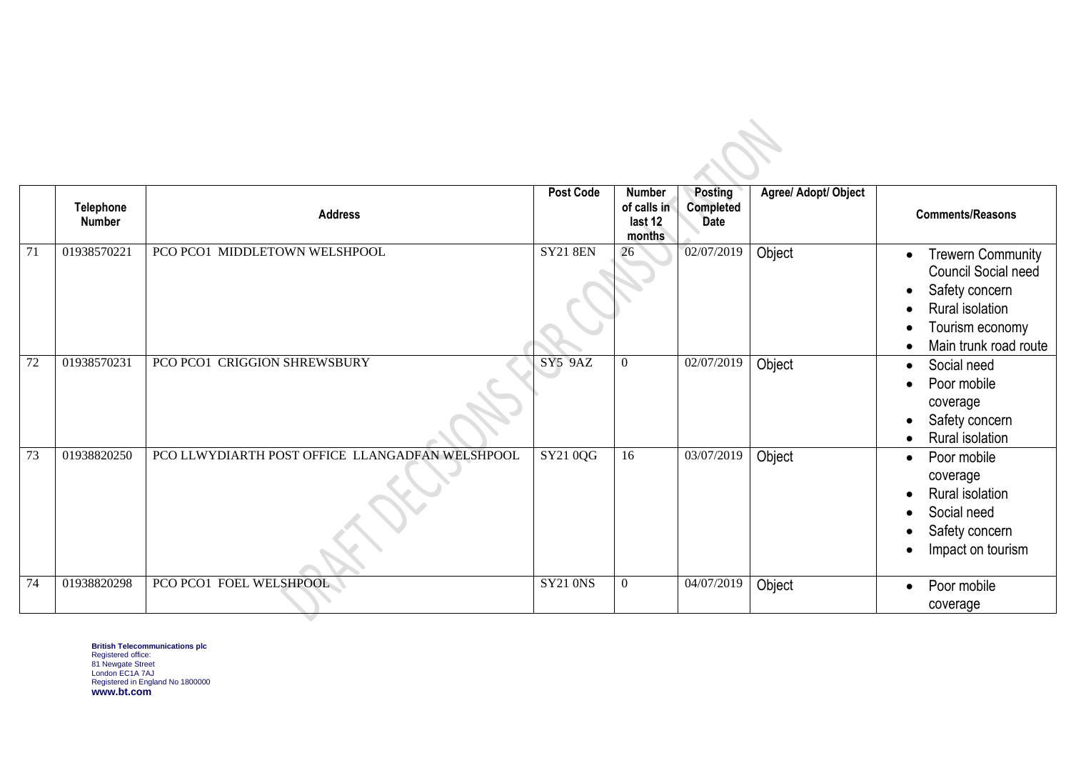| | Telephone Number | Address | Post Code | Number of calls in last 12 months | Posting Completed Date | Agree/ Adopt/ Object | Comments/Reasons |
|---|---|---|---|---|---|---|---|
| 71 | 01938570221 | PCO PCO1 MIDDLETOWN WELSHPOOL | SY21 8EN | 26 | 02/07/2019 | Object | • Trewern Community Council Social need<br>• Safety concern<br>• Rural isolation<br>• Tourism economy<br>• Main trunk road route |
| 72 | 01938570231 | PCO PCO1 CRIGGION SHREWSBURY | SY5 9AZ | 0 | 02/07/2019 | Object | • Social need<br>• Poor mobile coverage<br>• Safety concern<br>• Rural isolation |
| 73 | 01938820250 | PCO LLWYDIARTH POST OFFICE LLANGADFAN WELSHPOOL | SY21 0QG | 16 | 03/07/2019 | Object | • Poor mobile coverage<br>• Rural isolation<br>• Social need<br>• Safety concern<br>• Impact on tourism |
| 74 | 01938820298 | PCO PCO1 FOEL WELSHPOOL | SY21 0NS | 0 | 04/07/2019 | Object | • Poor mobile coverage |

**British Telecommunications plc**
Registered office:
81 Newgate Street
London EC1A 7AJ
Registered in England No 1800000
**www.bt.com**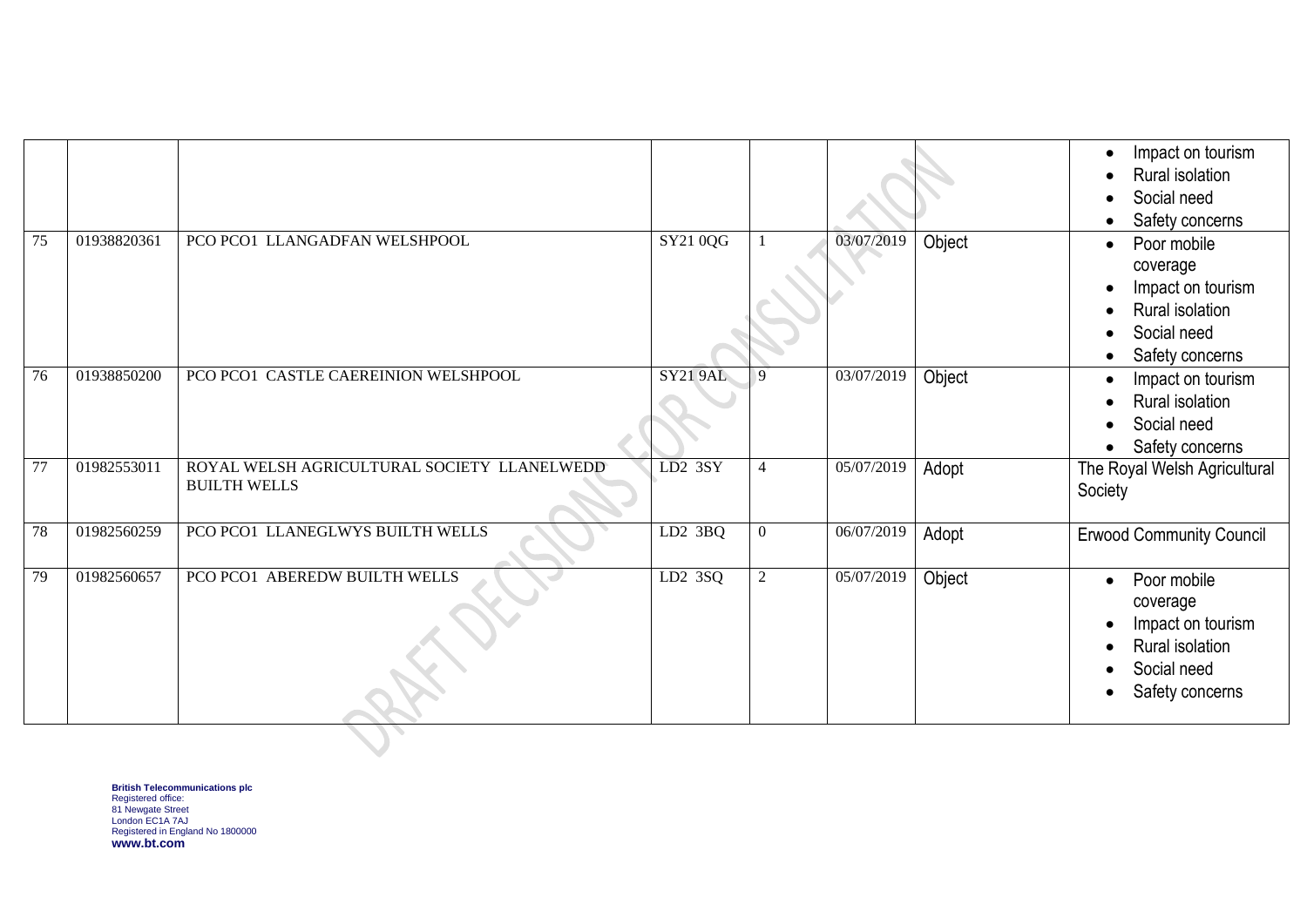| | | | | | | | |
|---|---|---|---|---|---|---|---|
| | | | | | | | • Impact on tourism<br>• Rural isolation<br>• Social need<br>• Safety concerns |
| 75 | 01938820361 | PCO PCO1 LLANGADFAN WELSHPOOL | SY21 0QG | 1 | 03/07/2019 | Object | • Poor mobile coverage<br>• Impact on tourism<br>• Rural isolation<br>• Social need<br>• Safety concerns |
| 76 | 01938850200 | PCO PCO1 CASTLE CAEREINION WELSHPOOL | SY21 9AL | 9 | 03/07/2019 | Object | • Impact on tourism<br>• Rural isolation<br>• Social need<br>• Safety concerns |
| 77 | 01982553011 | ROYAL WELSH AGRICULTURAL SOCIETY LLANELWEDD BUILTH WELLS | LD2 3SY | 4 | 05/07/2019 | Adopt | The Royal Welsh Agricultural Society |
| 78 | 01982560259 | PCO PCO1 LLANEGLWYS BUILTH WELLS | LD2 3BQ | 0 | 06/07/2019 | Adopt | Erwood Community Council |
| 79 | 01982560657 | PCO PCO1 ABEREDW BUILTH WELLS | LD2 3SQ | 2 | 05/07/2019 | Object | • Poor mobile coverage<br>• Impact on tourism<br>• Rural isolation<br>• Social need<br>• Safety concerns |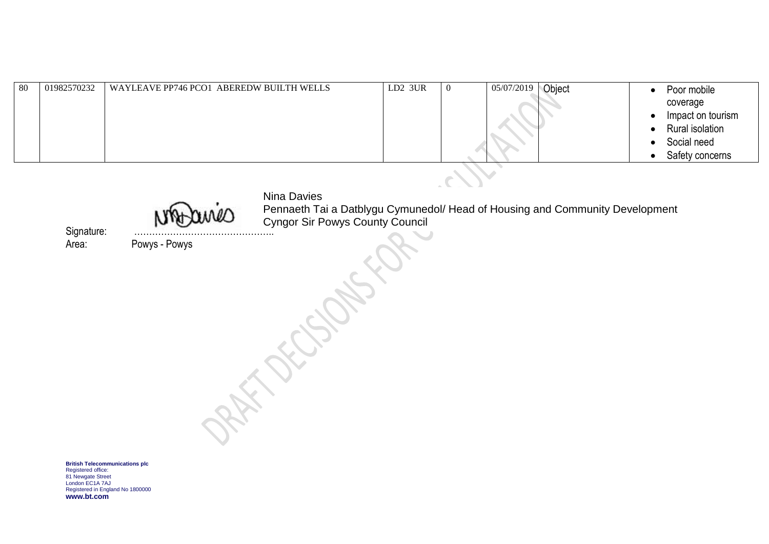| | | | | | | | |
|---|---|---|---|---|---|---|---|
| 80 | 01982570232 | WAYLEAVE PP746 PCO1 ABEREDW BUILTH WELLS | LD2 3UR | 0 | 05/07/2019 | Object | • Poor mobile coverage<br>• Impact on tourism<br>• Rural isolation<br>• Social need<br>• Safety concerns |

DRAFT DECISIONS FOR CONSULTATION

Signature: ………………………………………..

Area: Powys - Powys

Nina Davies
Pennaeth Tai a Datblygu Cymunedol/ Head of Housing and Community Development
Cyngor Sir Powys County Council

**British Telecommunications plc**
Registered office:
81 Newgate Street
London EC1A 7AJ
Registered in England No 1800000
**www.bt.com**